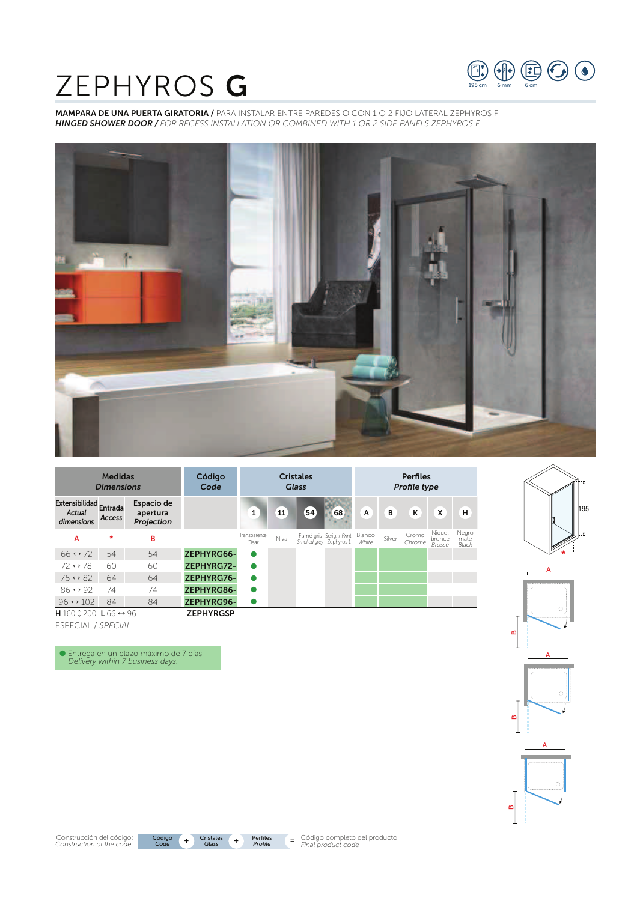# ZEPHYROS **G**

195 cm · 6 mm · 6 cm

**MAMPARA DE UNA PUERTA GIRATORIA /** PARA INSTALAR ENTRE PAREDES O CON 1 O 2 FIJO LATERAL ZEPHYROS F
***HINGED SHOWER DOOR /*** *FOR RECESS INSTALLATION OR COMBINED WITH 1 OR 2 SIDE PANELS ZEPHYROS F*

| Medidas *Dimensions* | | | Código *Code* | Cristales *Glass* | | | | Perfiles *Profile type* | | | | |
|---|---|---|---|---|---|---|---|---|---|---|---|---|
| Extensibilidad *Actual dimensions* | Entrada *Access* | Espacio de apertura *Projection* | | 1 | 11 | 54 | 68 | A | B | K | X | H |
| A | * | B | | Transparente *Clear* | Niva | Fumé gris *Smoked grey* | Serig. / *Print Zephyros 1* | Blanco *White* | Silver | Cromo *Chrome* | Níquel bronce *Brossé* | Negro mate *Black* |
| 66 ↔ 72 | 54 | 54 | ZEPHYRG66- | ● | | | | | | | | |
| 72 ↔ 78 | 60 | 60 | ZEPHYRG72- | ● | | | | | | | | |
| 76 ↔ 82 | 64 | 64 | ZEPHYRG76- | ● | | | | | | | | |
| 86 ↔ 92 | 74 | 74 | ZEPHYRG86- | ● | | | | | | | | |
| 96 ↔ 102 | 84 | 84 | ZEPHYRG96- | ● | | | | | | | | |
| H 160 ↕ 200 L 66 ↔ 96 | | | ZEPHYRGSP | | | | | | | | | |
| ESPECIAL / *SPECIAL* | | | | | | | | | | | | |

● Entrega en un plazo máximo de 7 días.
*Delivery within 7 business days.*

195

A

B

Construcción del código: *Construction of the code:* Código *Code* + Cristales *Glass* + Perfiles *Profile* = Código completo del producto *Final product code*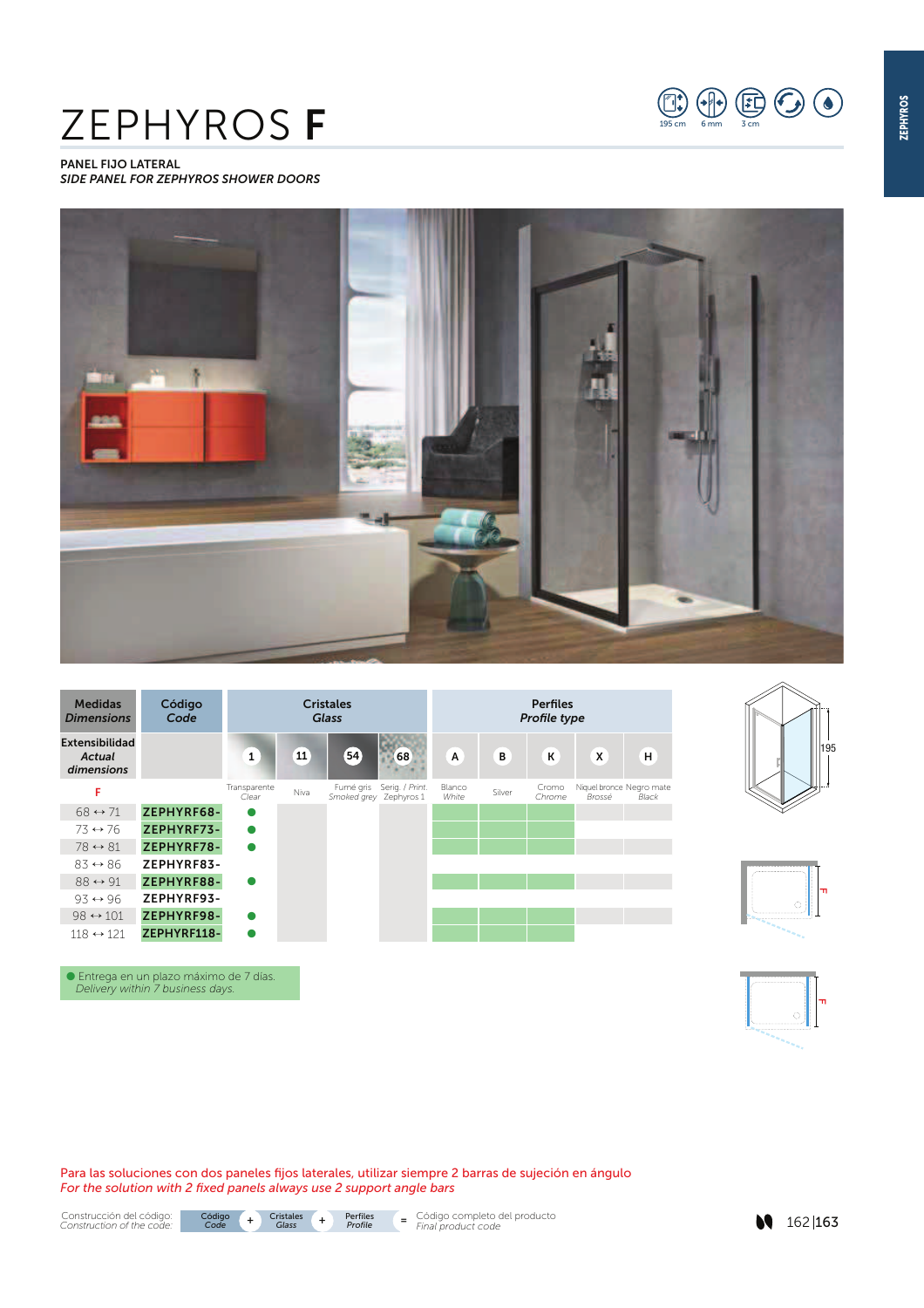# ZEPHYROS F

PANEL FIJO LATERAL
*SIDE PANEL FOR ZEPHYROS SHOWER DOORS*

195 cm · 6 mm · 3 cm

| Medidas *Dimensions* | Código *Code* | Cristales *Glass* | | | | Perfiles *Profile type* | | | | |
|---|---|---|---|---|---|---|---|---|---|---|
| Extensibilidad *Actual dimensions* | | 1 | 11 | 54 | 68 | A | B | K | X | H |
| F | | Transparente *Clear* | Niva | Fumé gris *Smoked grey* | Serig. / *Print.* Zephyros 1 | Blanco *White* | Silver | Cromo *Chrome* | Níquel bronce *Brossé* | Negro mate *Black* |
| 68 ↔ 71 | ZEPHYRF68- | ● | | | | | | | | |
| 73 ↔ 76 | ZEPHYRF73- | ● | | | | | | | | |
| 78 ↔ 81 | ZEPHYRF78- | ● | | | | | | | | |
| 83 ↔ 86 | ZEPHYRF83- | | | | | | | | | |
| 88 ↔ 91 | ZEPHYRF88- | ● | | | | | | | | |
| 93 ↔ 96 | ZEPHYRF93- | | | | | | | | | |
| 98 ↔ 101 | ZEPHYRF98- | ● | | | | | | | | |
| 118 ↔ 121 | ZEPHYRF118- | ● | | | | | | | | |

● Entrega en un plazo máximo de 7 días.
*Delivery within 7 business days.*

Para las soluciones con dos paneles fijos laterales, utilizar siempre 2 barras de sujeción en ángulo
*For the solution with 2 fixed panels always use 2 support angle bars*

Construcción del código: *Construction of the code:* Código *Code* + Cristales *Glass* + Perfiles *Profile* = Código completo del producto *Final product code*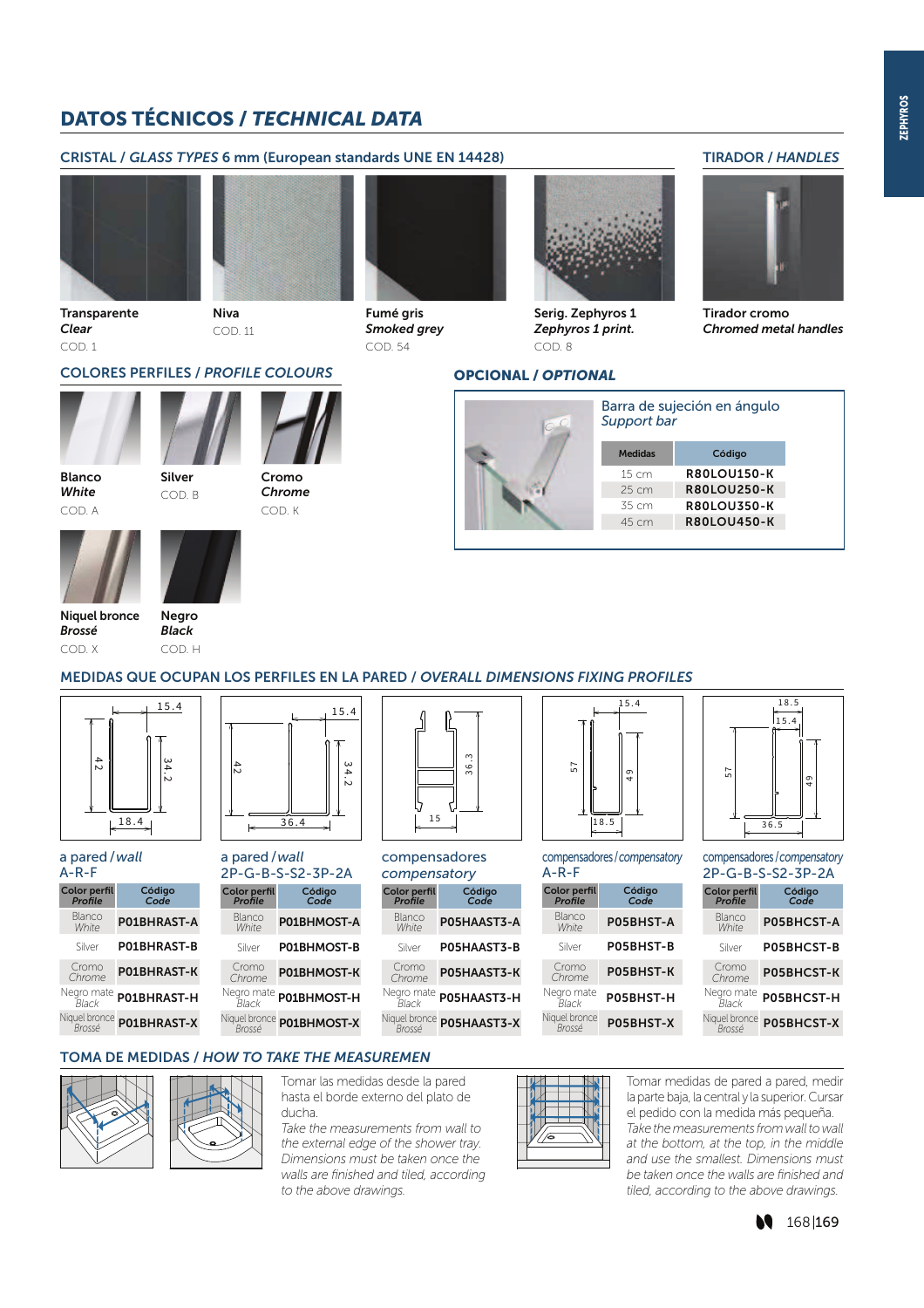# DATOS TÉCNICOS / *TECHNICAL DATA*

## CRISTAL / *GLASS TYPES* 6 mm (European standards UNE EN 14428)

**Transparente**
***Clear***
COD. 1

**Niva**
COD. 11

**Fumé gris**
***Smoked grey***
COD. 54

**Serig. Zephyros 1**
***Zephyros 1 print.***
COD. 8

## TIRADOR / *HANDLES*

**Tirador cromo**
***Chromed metal handles***

## COLORES PERFILES / *PROFILE COLOURS*

**Blanco**
***White***
COD. A

**Silver**
COD. B

**Cromo**
***Chrome***
COD. K

**Niquel bronce**
***Brossé***
COD. X

**Negro**
***Black***
COD. H

## OPCIONAL / *OPTIONAL*

Barra de sujeción en ángulo
*Support bar*

| Medidas | Código |
|---|---|
| 15 cm | R80LOU150-K |
| 25 cm | R80LOU250-K |
| 35 cm | R80LOU350-K |
| 45 cm | R80LOU450-K |

## MEDIDAS QUE OCUPAN LOS PERFILES EN LA PARED / *OVERALL DIMENSIONS FIXING PROFILES*

15.4
42
34.2
18.4

15.4
42
34.2
36.4

36.3
15

15.4
57
49
18.5

18.5
15.4
57
49
36.5

a pared / *wall*
A-R-F

| Color perfil *Profile* | Código *Code* |
|---|---|
| Blanco *White* | P01BHRAST-A |
| Silver | P01BHRAST-B |
| Cromo *Chrome* | P01BHRAST-K |
| Negro mate *Black* | P01BHRAST-H |
| Niquel bronce *Brossé* | P01BHRAST-X |

a pared / *wall*
2P-G-B-S-S2-3P-2A

| Color perfil *Profile* | Código *Code* |
|---|---|
| Blanco *White* | P01BHMOST-A |
| Silver | P01BHMOST-B |
| Cromo *Chrome* | P01BHMOST-K |
| Negro mate *Black* | P01BHMOST-H |
| Niquel bronce *Brossé* | P01BHMOST-X |

compensadores
*compensatory*

| Color perfil *Profile* | Código *Code* |
|---|---|
| Blanco *White* | P05HAAST3-A |
| Silver | P05HAAST3-B |
| Cromo *Chrome* | P05HAAST3-K |
| Negro mate *Black* | P05HAAST3-H |
| Niquel bronce *Brossé* | P05HAAST3-X |

compensadores / *compensatory*
A-R-F

| Color perfil *Profile* | Código *Code* |
|---|---|
| Blanco *White* | P05BHST-A |
| Silver | P05BHST-B |
| Cromo *Chrome* | P05BHST-K |
| Negro mate *Black* | P05BHST-H |
| Niquel bronce *Brossé* | P05BHST-X |

compensadores / *compensatory*
2P-G-B-S-S2-3P-2A

| Color perfil *Profile* | Código *Code* |
|---|---|
| Blanco *White* | P05BHCST-A |
| Silver | P05BHCST-B |
| Cromo *Chrome* | P05BHCST-K |
| Negro mate *Black* | P05BHCST-H |
| Niquel bronce *Brossé* | P05BHCST-X |

## TOMA DE MEDIDAS / *HOW TO TAKE THE MEASUREMEN*

Tomar las medidas desde la pared hasta el borde externo del plato de ducha.
*Take the measurements from wall to the external edge of the shower tray. Dimensions must be taken once the walls are finished and tiled, according to the above drawings.*

Tomar medidas de pared a pared, medir la parte baja, la central y la superior. Cursar el pedido con la medida más pequeña.
*Take the measurements from wall to wall at the bottom, at the top, in the middle and use the smallest. Dimensions must be taken once the walls are finished and tiled, according to the above drawings.*